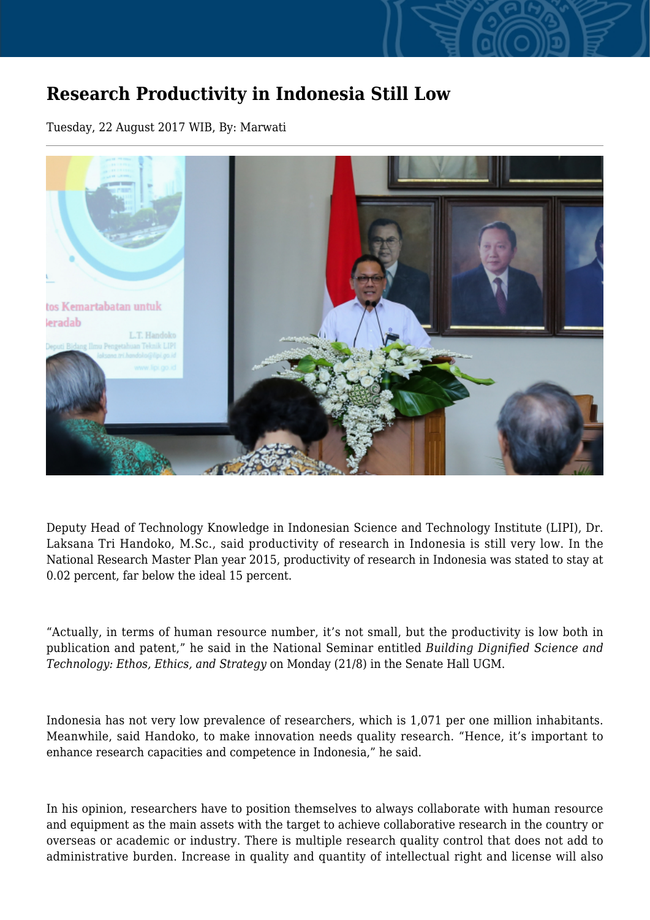# Research Productivity in Indonesia Still Low

Tuesday, 22 August 2017 WIB, By: Marwati

Deputy Head of Technology Knowledge in Indonesian Science and Technology Institute (LIPI), Dr. Laksana Tri Handoko, M.Sc., said productivity of research in Indonesia is still very low. In the National Research Master Plan year 2015, productivity of research in Indonesia was stated to stay at 0.02 percent, far below the ideal 15 percent.

“Actually, in terms of human resource number, it’s not small, but the productivity is low both in publication and patent,” he said in the National Seminar entitled *Building Dignified Science and Technology: Ethos, Ethics, and Strategy* on Monday (21/8) in the Senate Hall UGM.

Indonesia has not very low prevalence of researchers, which is 1,071 per one million inhabitants. Meanwhile, said Handoko, to make innovation needs quality research. “Hence, it’s important to enhance research capacities and competence in Indonesia,” he said.

In his opinion, researchers have to position themselves to always collaborate with human resource and equipment as the main assets with the target to achieve collaborative research in the country or overseas or academic or industry. There is multiple research quality control that does not add to administrative burden. Increase in quality and quantity of intellectual right and license will also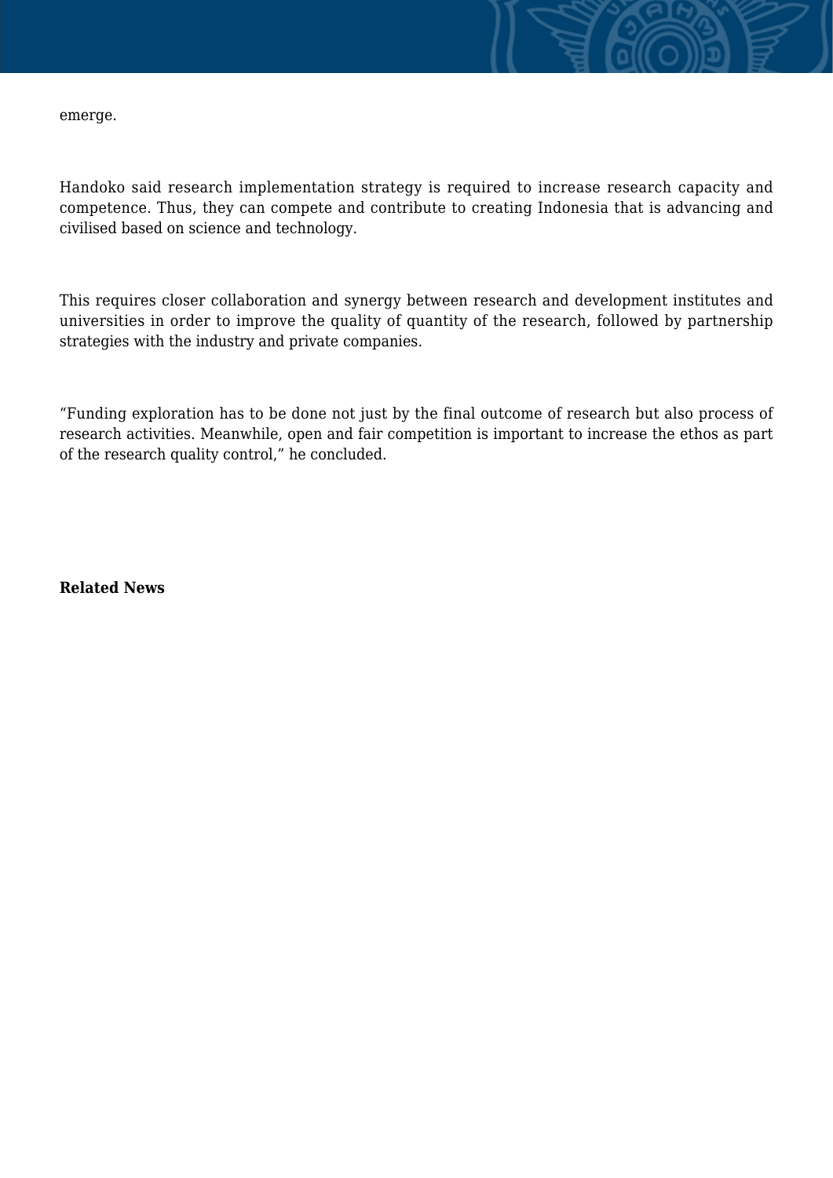emerge.

Handoko said research implementation strategy is required to increase research capacity and competence. Thus, they can compete and contribute to creating Indonesia that is advancing and civilised based on science and technology.

This requires closer collaboration and synergy between research and development institutes and universities in order to improve the quality of quantity of the research, followed by partnership strategies with the industry and private companies.

“Funding exploration has to be done not just by the final outcome of research but also process of research activities. Meanwhile, open and fair competition is important to increase the ethos as part of the research quality control,” he concluded.

**Related News**